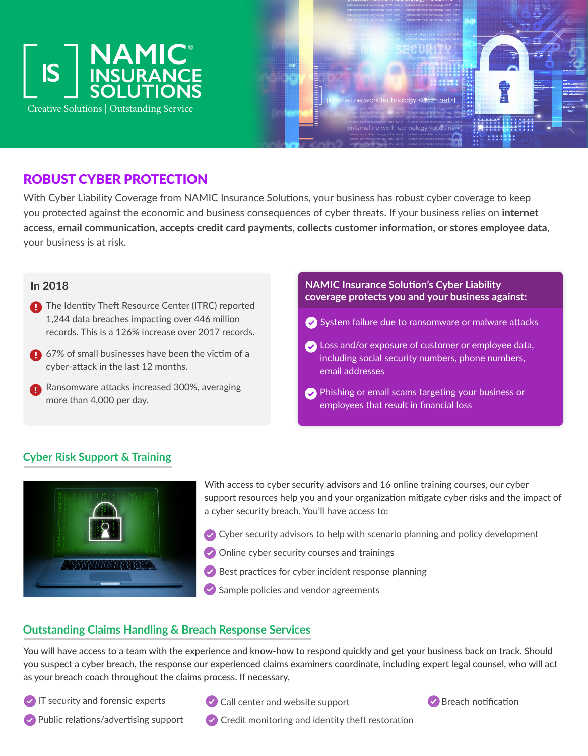# NAMIC® INSURANCE SOLUTIONS

Creative Solutions | Outstanding Service

## ROBUST CYBER PROTECTION

With Cyber Liability Coverage from NAMIC Insurance Solutions, your business has robust cyber coverage to keep you protected against the economic and business consequences of cyber threats. If your business relies on **internet access, email communication, accepts credit card payments, collects customer information, or stores employee data**, your business is at risk.

### In 2018

- The Identity Theft Resource Center (ITRC) reported 1,244 data breaches impacting over 446 million records. This is a 126% increase over 2017 records.
- 67% of small businesses have been the victim of a cyber-attack in the last 12 months.
- Ransomware attacks increased 300%, averaging more than 4,000 per day.

### NAMIC Insurance Solution's Cyber Liability coverage protects you and your business against:

- System failure due to ransomware or malware attacks
- Loss and/or exposure of customer or employee data, including social security numbers, phone numbers, email addresses
- Phishing or email scams targeting your business or employees that result in financial loss

## Cyber Risk Support & Training

With access to cyber security advisors and 16 online training courses, our cyber support resources help you and your organization mitigate cyber risks and the impact of a cyber security breach. You'll have access to:

- Cyber security advisors to help with scenario planning and policy development
- Online cyber security courses and trainings
- Best practices for cyber incident response planning
- Sample policies and vendor agreements

## Outstanding Claims Handling & Breach Response Services

You will have access to a team with the experience and know-how to respond quickly and get your business back on track. Should you suspect a cyber breach, the response our experienced claims examiners coordinate, including expert legal counsel, who will act as your breach coach throughout the claims process. If necessary,

- IT security and forensic experts
- Public relations/advertising support
- Call center and website support
- Credit monitoring and identity theft restoration
- Breach notification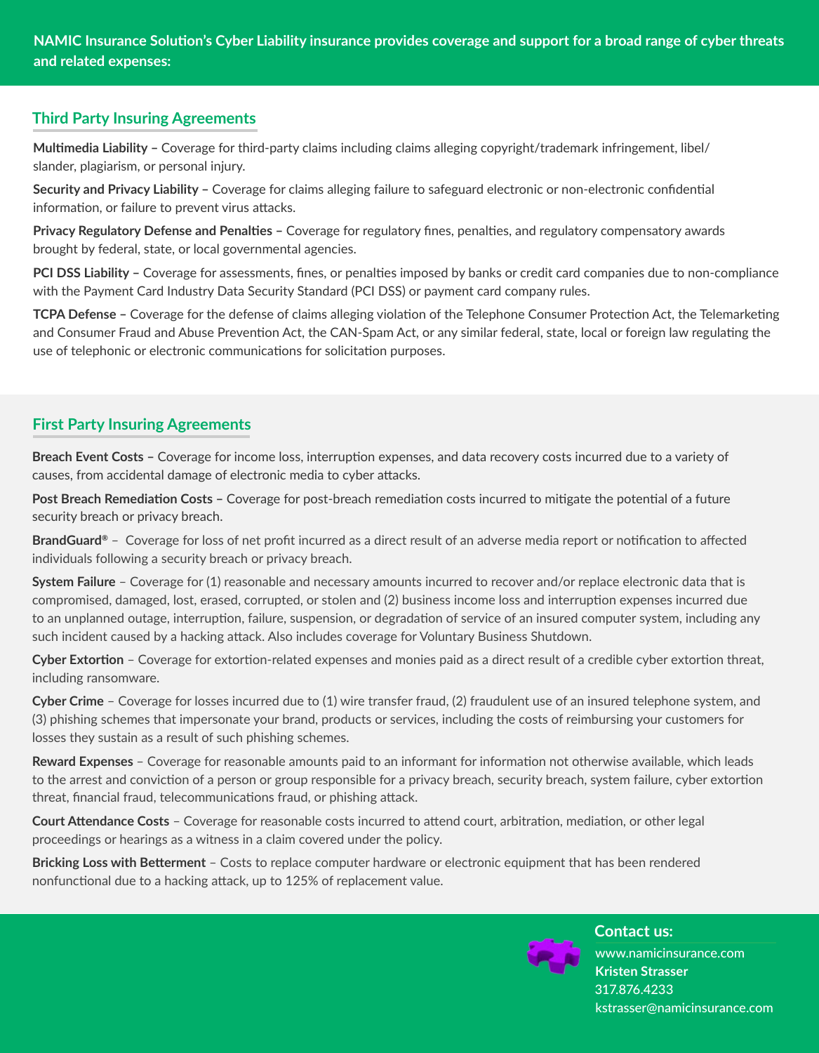**NAMIC Insurance Solution's Cyber Liability insurance provides coverage and support for a broad range of cyber threats and related expenses:**

## Third Party Insuring Agreements

**Multimedia Liability –** Coverage for third-party claims including claims alleging copyright/trademark infringement, libel/slander, plagiarism, or personal injury.

**Security and Privacy Liability –** Coverage for claims alleging failure to safeguard electronic or non-electronic confidential information, or failure to prevent virus attacks.

**Privacy Regulatory Defense and Penalties –** Coverage for regulatory fines, penalties, and regulatory compensatory awards brought by federal, state, or local governmental agencies.

**PCI DSS Liability –** Coverage for assessments, fines, or penalties imposed by banks or credit card companies due to non-compliance with the Payment Card Industry Data Security Standard (PCI DSS) or payment card company rules.

**TCPA Defense –** Coverage for the defense of claims alleging violation of the Telephone Consumer Protection Act, the Telemarketing and Consumer Fraud and Abuse Prevention Act, the CAN-Spam Act, or any similar federal, state, local or foreign law regulating the use of telephonic or electronic communications for solicitation purposes.

## First Party Insuring Agreements

**Breach Event Costs –** Coverage for income loss, interruption expenses, and data recovery costs incurred due to a variety of causes, from accidental damage of electronic media to cyber attacks.

**Post Breach Remediation Costs –** Coverage for post-breach remediation costs incurred to mitigate the potential of a future security breach or privacy breach.

**BrandGuard®** – Coverage for loss of net profit incurred as a direct result of an adverse media report or notification to affected individuals following a security breach or privacy breach.

**System Failure** – Coverage for (1) reasonable and necessary amounts incurred to recover and/or replace electronic data that is compromised, damaged, lost, erased, corrupted, or stolen and (2) business income loss and interruption expenses incurred due to an unplanned outage, interruption, failure, suspension, or degradation of service of an insured computer system, including any such incident caused by a hacking attack. Also includes coverage for Voluntary Business Shutdown.

**Cyber Extortion** – Coverage for extortion-related expenses and monies paid as a direct result of a credible cyber extortion threat, including ransomware.

**Cyber Crime** – Coverage for losses incurred due to (1) wire transfer fraud, (2) fraudulent use of an insured telephone system, and (3) phishing schemes that impersonate your brand, products or services, including the costs of reimbursing your customers for losses they sustain as a result of such phishing schemes.

**Reward Expenses** – Coverage for reasonable amounts paid to an informant for information not otherwise available, which leads to the arrest and conviction of a person or group responsible for a privacy breach, security breach, system failure, cyber extortion threat, financial fraud, telecommunications fraud, or phishing attack.

**Court Attendance Costs** – Coverage for reasonable costs incurred to attend court, arbitration, mediation, or other legal proceedings or hearings as a witness in a claim covered under the policy.

**Bricking Loss with Betterment** – Costs to replace computer hardware or electronic equipment that has been rendered nonfunctional due to a hacking attack, up to 125% of replacement value.

**Contact us:**

www.namicinsurance.com

**Kristen Strasser**

317.876.4233

kstrasser@namicinsurance.com